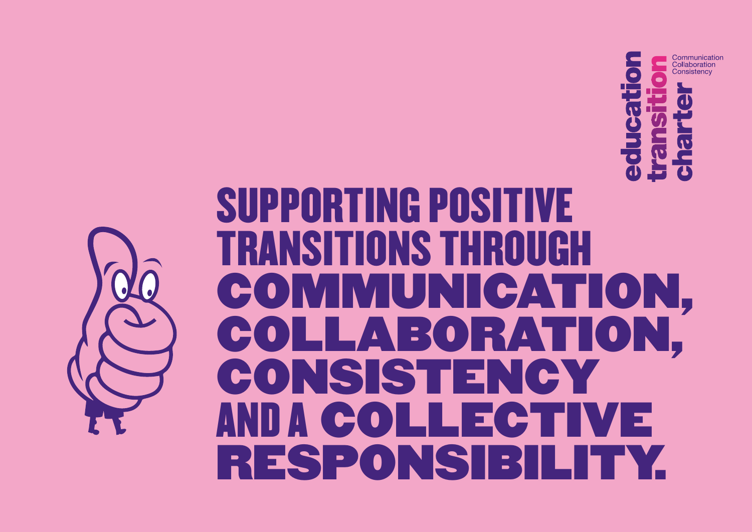education transition charter

Communication
Collaboration
Consistency

# SUPPORTING POSITIVE TRANSITIONS THROUGH COMMUNICATION, COLLABORATION, CONSISTENCY AND A COLLECTIVE RESPONSIBILITY.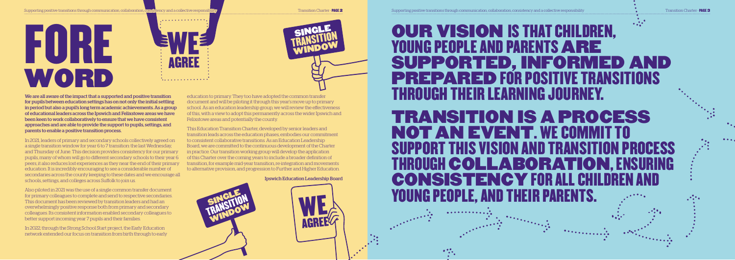# FOREWORD

We are all aware of the impact that a supported and positive transition for pupils between education settings has on not only the initial settling in period but also a pupil's long term academic achievements. As a group of educational leaders across the Ipswich and Felixstowe areas we have been keen to work collaboratively to ensure that we have consistent approaches and are able to provide the support to pupils, settings, and parents to enable a positive transition process.

In 2021, leaders of primary and secondary schools collectively agreed on a single transition window for year 6 to 7 transition: the last Wednesday, and Thursday of June. This decision provides consistency for our primary pupils, many of whom will go to different secondary schools to their year 6 peers, it also reduces lost experiences as they near the end of their primary education. It is incredibly encouraging to see a considerable number of secondaries across the county keeping to these dates and we encourage all schools, settings, and colleges across Suffolk to join us.

Also piloted in 2021 was the use of a single common transfer document for primary colleagues to complete and send to respective secondaries. This document has been reviewed by transition leaders and had an overwhelmingly positive response both from primary and secondary colleagues. Its consistent information enabled secondary colleagues to better support incoming year 7 pupils and their families.

In 2022, through the Strong School Start project, the Early Education network extended our focus on transition from birth through to early education to primary. They too have adopted the common transfer document and will be piloting it through this year's move up to primary school. As an education leadership group, we will review the effectiveness of this, with a view to adopt this permanently across the wider Ipswich and Felixstowe areas and potentially the county.

This Education Transition Charter, developed by senior leaders and transition leads across the education phases, embodies our commitment to consistent collaborative transitions. As an Education Leadership Board, we are committed to the continuous development of the Charter in practice. Our transition working group will develop the application of this Charter over the coming years to include a broader definition of transition, for example mid-year transition, re-integration and movements to alternative provision, and progression to Further and Higher Education.

Ipswich Education Leadership Board

# OUR VISION IS THAT CHILDREN, YOUNG PEOPLE AND PARENTS ARE SUPPORTED, INFORMED AND PREPARED FOR POSITIVE TRANSITIONS THROUGH THEIR LEARNING JOURNEY.

# TRANSITION IS A PROCESS NOT AN EVENT. WE COMMIT TO SUPPORT THIS VISION AND TRANSITION PROCESS THROUGH COLLABORATION, ENSURING CONSISTENCY FOR ALL CHILDREN AND YOUNG PEOPLE, AND THEIR PARENTS.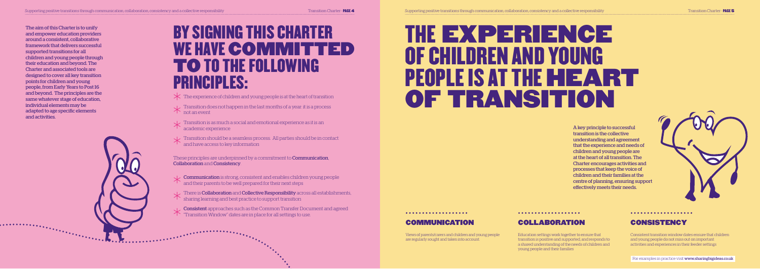The aim of this Charter is to unify and empower education providers around a consistent, collaborative framework that delivers successful supported transitions for all children and young people through their education and beyond. The Charter and associated tools are designed to cover all key transition points for children and young people, from Early Years to Post 16 and beyond. The principles are the same whatever stage of education, individual elements may be adapted to age specific elements and activities.

# BY SIGNING THIS CHARTER WE HAVE COMMITTED TO TO THE FOLLOWING PRINCIPLES:

- The experience of children and young people is at the heart of transition
- Transition does not happen in the last months of a year: it is a process not an event
- Transition is as much a social and emotional experience as it is an academic experience
- Transition should be a seamless process. All parties should be in contact and have access to key information

These principles are underpinned by a commitment to **Communication**, **Collaboration** and **Consistency**.

- **Communication** is strong, consistent and enables children young people and their parents to be well prepared for their next steps
- There is **Collaboration** and **Collective Responsibility** across all establishments, sharing learning and best practice to support transition
- **Consistent** approaches such as the Common Transfer Document and agreed "Transition Window" dates are in place for all settings to use.

# THE EXPERIENCE OF CHILDREN AND YOUNG PEOPLE IS AT THE HEART OF TRANSITION

A key principle to successful transition is the collective understanding and agreement that the experience and needs of children and young people are at the heart of all transition. The Charter encourages activities and processes that keep the voice of children and their families at the centre of planning, ensuring support effectively meets their needs.

## COMMUNICATION

Views of parents/carers and children and young people are regularly sought and taken into account.

## COLLABORATION

Education settings work together to ensure that transition is positive and supported, and responds to a shared understanding of the needs of children and young people and their families

## CONSISTENCY

Consistent transition window dates ensure that children and young people do not miss out on important activities and experiences in their feeder settings

For examples in practice visit **www.sharingbigideas.co.uk**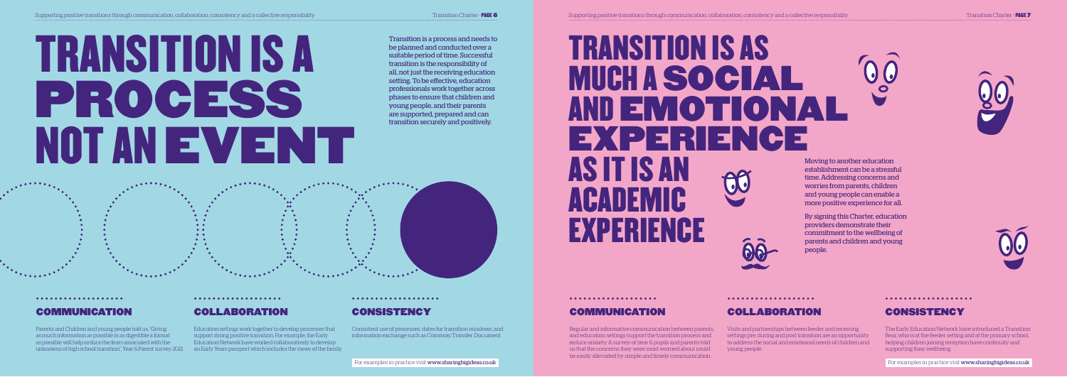# TRANSITION IS A PROCESS NOT AN EVENT

Transition is a process and needs to be planned and conducted over a suitable period of time. Successful transition is the responsibility of all, not just the receiving education setting. To be effective, education professionals work together across phases to ensure that children and young people, and their parents are supported, prepared and can transition securely and positively.

## COMMUNICATION

Parents and Children and young people told us, 'Giving as much information as possible in as digestible a format as possible will help reduce the fears associated with the unknowns of high school transition'. Year 6 Parent survey 2021

## COLLABORATION

Education settings work together to develop processes that support strong positive transition. For example, the Early Education Network have worked collaboratively to develop an Early Years passport which includes the views of the family.

## CONSISTENCY

Consistent use of processes, dates for transition windows, and information exchange such as Common Transfer Document

For examples in practice visit www.sharingbigideas.co.uk

# TRANSITION IS AS MUCH A SOCIAL AND EMOTIONAL EXPERIENCE AS IT IS AN ACADEMIC EXPERIENCE

Moving to another education establishment can be a stressful time. Addressing concerns and worries from parents, children and young people can enable a more positive experience for all.

By signing this Charter, education providers demonstrate their commitment to the wellbeing of parents and children and young people.

## COMMUNICATION

Regular and informative communication between parents, and education settings support the transition process and reduce anxiety. A survey of year 6 pupils and parents told us that the concerns they were most worried about could be easily alleviated by simple and timely communication.

## COLLABORATION

Visits and partnerships between feeder and receiving settings pre, during and post transition are an opportunity to address the social and emotional needs of children and young people.

## CONSISTENCY

The Early Education Network have introduced a Transition Bear, who is at the feeder setting and at the primary school, helping children joining reception have continuity and supporting their wellbeing.

For examples in practice visit www.sharingbigideas.co.uk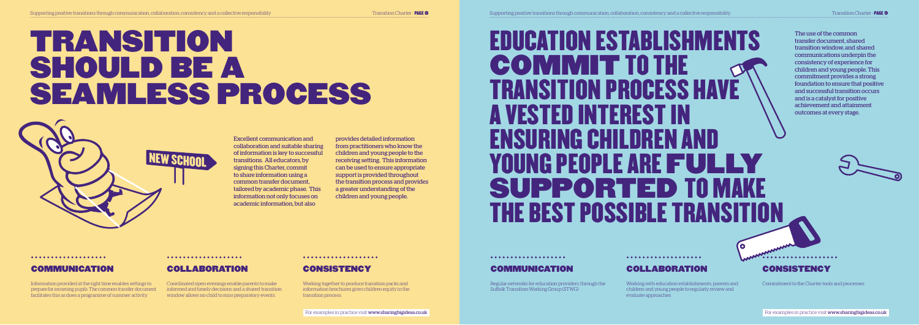# TRANSITION SHOULD BE A SEAMLESS PROCESS

NEW SCHOOL

Excellent communication and collaboration and suitable sharing of information is key to successful transitions. All educators, by signing this Charter, commit to share information using a common transfer document, tailored by academic phase. This information not only focuses on academic information, but also provides detailed information from practitioners who know the children and young people to the receiving setting. This information can be used to ensure appropriate support is provided throughout the transition process and provides a greater understanding of the children and young people.

### COMMUNICATION

Information provided at the right time enables settings to prepare for incoming pupils. The common transfer document facilitates this as does a programme of summer activity.

### COLLABORATION

Coordinated open evenings enable parents to make informed and timely decisions and a shared transition window allows no child to miss preparatory events.

### CONSISTENCY

Working together to produce transition packs and information brochures gives children equity in the transition process.

For examples in practice visit www.sharingbigideas.co.uk

# EDUCATION ESTABLISHMENTS COMMIT TO THE TRANSITION PROCESS HAVE A VESTED INTEREST IN ENSURING CHILDREN AND YOUNG PEOPLE ARE FULLY SUPPORTED TO MAKE THE BEST POSSIBLE TRANSITION

The use of the common transfer document, shared transition window, and shared communications underpin the consistency of experience for children and young people. This commitment provides a strong foundation to ensure that positive and successful transition occurs and is a catalyst for positive achievement and attainment outcomes at every stage.

### COMMUNICATION

Regular networks for education providers, through the Suffolk Transition Working Group (STWG)

### COLLABORATION

Working with education establishments, parents and children and young people to regularly review and evaluate approaches

### CONSISTENCY

Commitment to the Charter tools and processes

For examples in practice visit www.sharingbigideas.co.uk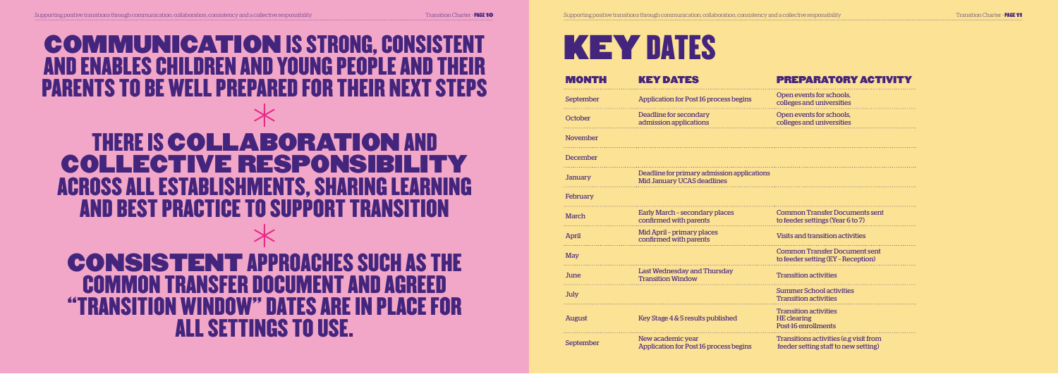## **COMMUNICATION** IS STRONG, CONSISTENT AND ENABLES CHILDREN AND YOUNG PEOPLE AND THEIR PARENTS TO BE WELL PREPARED FOR THEIR NEXT STEPS

*

## THERE IS **COLLABORATION** AND **COLLECTIVE RESPONSIBILITY** ACROSS ALL ESTABLISHMENTS, SHARING LEARNING AND BEST PRACTICE TO SUPPORT TRANSITION

*

## **CONSISTENT** APPROACHES SUCH AS THE COMMON TRANSFER DOCUMENT AND AGREED "TRANSITION WINDOW" DATES ARE IN PLACE FOR ALL SETTINGS TO USE.

# KEY DATES

| MONTH | KEY DATES | PREPARATORY ACTIVITY |
|---|---|---|
| September | Application for Post 16 process begins | Open events for schools, colleges and universities |
| October | Deadline for secondary admission applications | Open events for schools, colleges and universities |
| November | | |
| December | | |
| January | Deadline for primary admission applications<br>Mid January UCAS deadlines | |
| February | | |
| March | Early March - secondary places confirmed with parents | Common Transfer Documents sent to feeder settings (Year 6 to 7) |
| April | Mid April - primary places confirmed with parents | Visits and transition activities |
| May | | Common Transfer Document sent to feeder setting (EY - Reception) |
| June | Last Wednesday and Thursday Transition Window | Transition activities |
| July | | Summer School activities<br>Transition activities |
| August | Key Stage 4 & 5 results published | Transition activities<br>HE clearing<br>Post-16 enrollments |
| September | New academic year<br>Application for Post 16 process begins | Transitions activities (e.g visit from feeder setting staff to new setting) |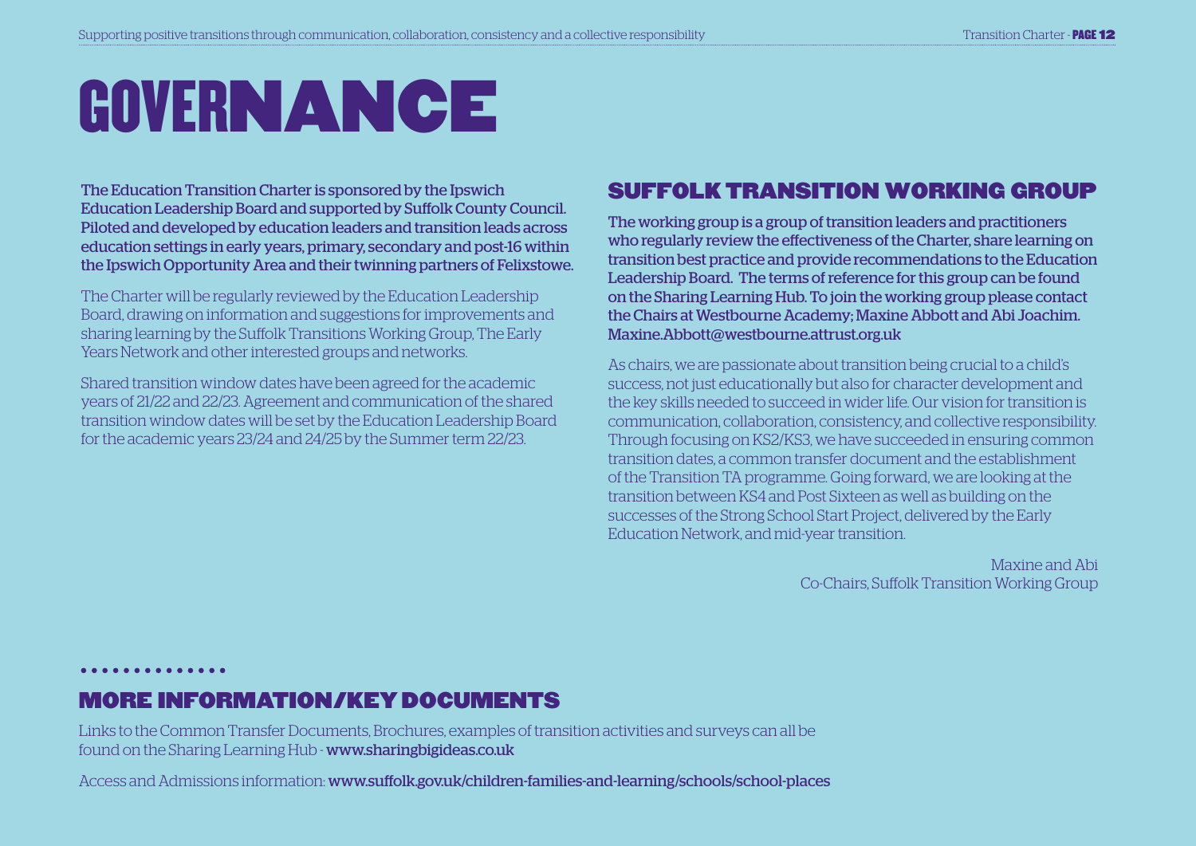# GOVERNANCE

**The Education Transition Charter is sponsored by the Ipswich Education Leadership Board and supported by Suffolk County Council. Piloted and developed by education leaders and transition leads across education settings in early years, primary, secondary and post-16 within the Ipswich Opportunity Area and their twinning partners of Felixstowe.**

The Charter will be regularly reviewed by the Education Leadership Board, drawing on information and suggestions for improvements and sharing learning by the Suffolk Transitions Working Group, The Early Years Network and other interested groups and networks.

Shared transition window dates have been agreed for the academic years of 21/22 and 22/23. Agreement and communication of the shared transition window dates will be set by the Education Leadership Board for the academic years 23/24 and 24/25 by the Summer term 22/23.

## SUFFOLK TRANSITION WORKING GROUP

**The working group is a group of transition leaders and practitioners who regularly review the effectiveness of the Charter, share learning on transition best practice and provide recommendations to the Education Leadership Board. The terms of reference for this group can be found on the Sharing Learning Hub. To join the working group please contact the Chairs at Westbourne Academy; Maxine Abbott and Abi Joachim. Maxine.Abbott@westbourne.attrust.org.uk**

As chairs, we are passionate about transition being crucial to a child's success, not just educationally but also for character development and the key skills needed to succeed in wider life. Our vision for transition is communication, collaboration, consistency, and collective responsibility. Through focusing on KS2/KS3, we have succeeded in ensuring common transition dates, a common transfer document and the establishment of the Transition TA programme. Going forward, we are looking at the transition between KS4 and Post Sixteen as well as building on the successes of the Strong School Start Project, delivered by the Early Education Network, and mid-year transition.

Maxine and Abi
Co-Chairs, Suffolk Transition Working Group

## MORE INFORMATION/KEY DOCUMENTS

Links to the Common Transfer Documents, Brochures, examples of transition activities and surveys can all be found on the Sharing Learning Hub - **www.sharingbigideas.co.uk**

Access and Admissions information: **www.suffolk.gov.uk/children-families-and-learning/schools/school-places**